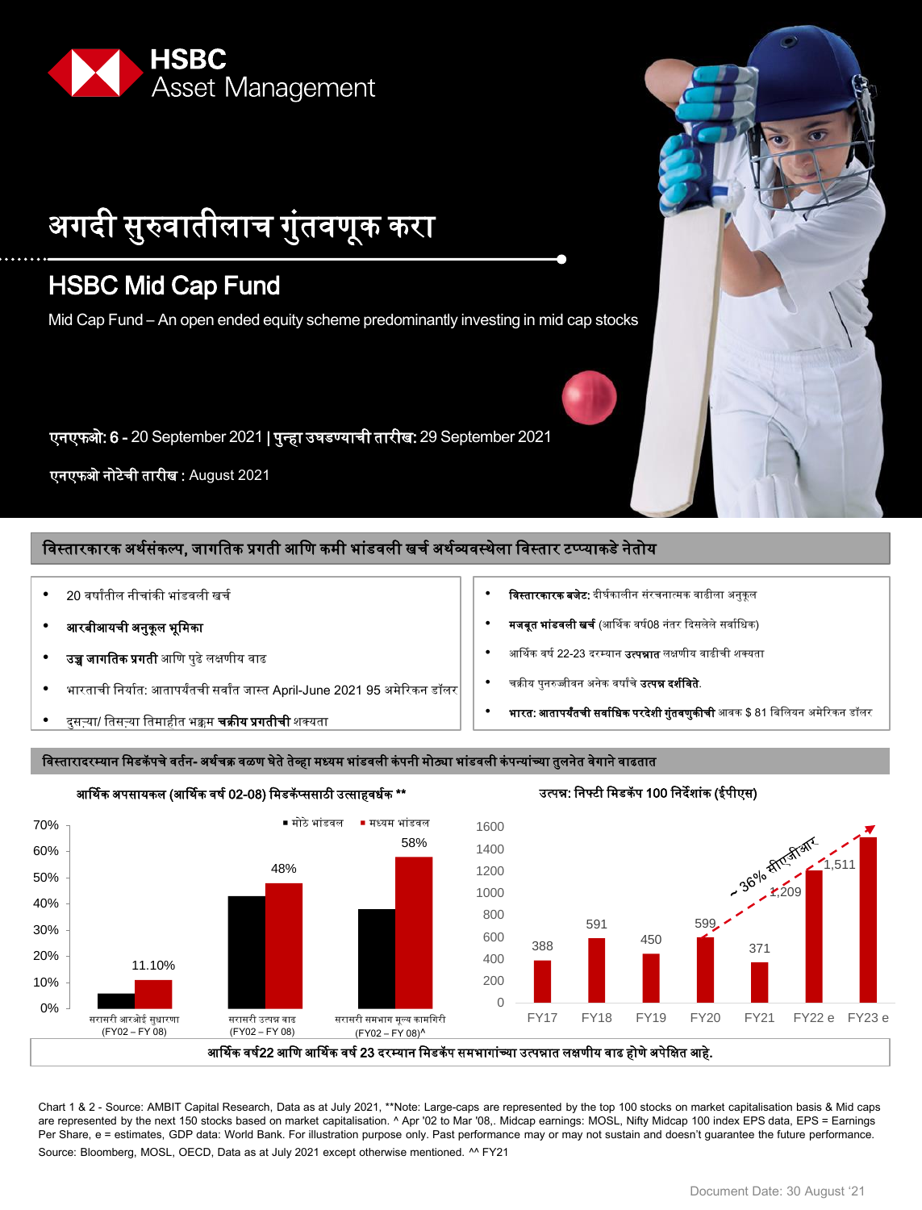HSBC Asset Management

# अगदी सुरुवातीलाच गुंतवणूक करा

## HSBC Mid Cap Fund

Mid Cap Fund – An open ended equity scheme predominantly investing in mid cap stocks

**एनएफओ: 6** - 20 September 2021 | **पुन्हा उघडण्याची तारीख:** 29 September 2021

**एनएफओ नोटेची तारीख** : August 2021

## विस्तारकारक अर्थसंकल्प, जागतिक प्रगती आणि कमी भांडवली खर्च अर्थव्यवस्थेला विस्तार टप्प्याकडे नेतोय

- 20 वर्षांतील नीचांकी भांडवली खर्च
- **आरबीआयची अनुकूल भूमिका**
- **उच्च जागतिक प्रगती** आणि पुढे लक्षणीय वाढ
- भारताची निर्यात: आतापर्यंतची सर्वांत जास्त April-June 2021 95 अमेरिकन डॉलर
- दुसऱ्या/ तिसऱ्या तिमाहीत भक्कम **चक्रीय प्रगतीची** शक्यता
- **विस्तारकारक बजेट:** दीर्घकालीन संरचनात्मक वाढीला अनुकूल
- **मजबूत भांडवली खर्च** (आर्थिक वर्ष08 नंतर दिसलेले सर्वाधिक)
- आर्थिक वर्ष 22-23 दरम्यान **उत्पन्नात** लक्षणीय वाढीची शक्यता
- चक्रीय पुनरुज्जीवन अनेक वर्षांचे **उत्पन्न दर्शविते.**
- **भारत: आतापर्यंतची सर्वाधिक परदेशी गुंतवणुकीची** आवक $ 81 बिलियन अमेरिकन डॉलर

## विस्तारादरम्यान मिडकॅपचे वर्तन- अर्थचक्र वळण घेते तेव्हा मध्यम भांडवली कंपनी मोठ्या भांडवली कंपन्यांच्या तुलनेत वेगाने वाढतात

**आर्थिक अपसायकल (आर्थिक वर्ष 02-08) मिडकॅप्ससाठी उत्साहवर्धक \*\***

| | मोठे भांडवल | मध्यम भांडवल |
|---|---|---|
| सरासरी आरओई सुधारणा (FY02 – FY 08) | | 11.10% |
| सरासरी उत्पन्न वाढ (FY02 – FY 08) | | 48% |
| सरासरी समभाग मूल्य कामगिरी (FY02 – FY 08)^ | | 58% |

**उत्पन्न: निफ्टी मिडकॅप 100 निर्देशांक (ईपीएस)**

| FY17 | FY18 | FY19 | FY20 | FY21 | FY22 e | FY23 e |
|---|---|---|---|---|---|---|
| 388 | 591 | 450 | 599 | 371 | 1,209 | 1,511 |

~ 36% सीएजीआर

**आर्थिक वर्ष22 आणि आर्थिक वर्ष 23 दरम्यान मिडकॅप समभागांच्या उत्पन्नात लक्षणीय वाढ होणे अपेक्षित आहे.**

Chart 1 & 2 - Source: AMBIT Capital Research, Data as at July 2021, \*\*Note: Large-caps are represented by the top 100 stocks on market capitalisation basis & Mid caps are represented by the next 150 stocks based on market capitalisation. ^ Apr '02 to Mar '08,. Midcap earnings: MOSL, Nifty Midcap 100 index EPS data, EPS = Earnings Per Share, e = estimates, GDP data: World Bank. For illustration purpose only. Past performance may or may not sustain and doesn't guarantee the future performance.

Source: Bloomberg, MOSL, OECD, Data as at July 2021 except otherwise mentioned. ^^ FY21

Document Date: 30 August '21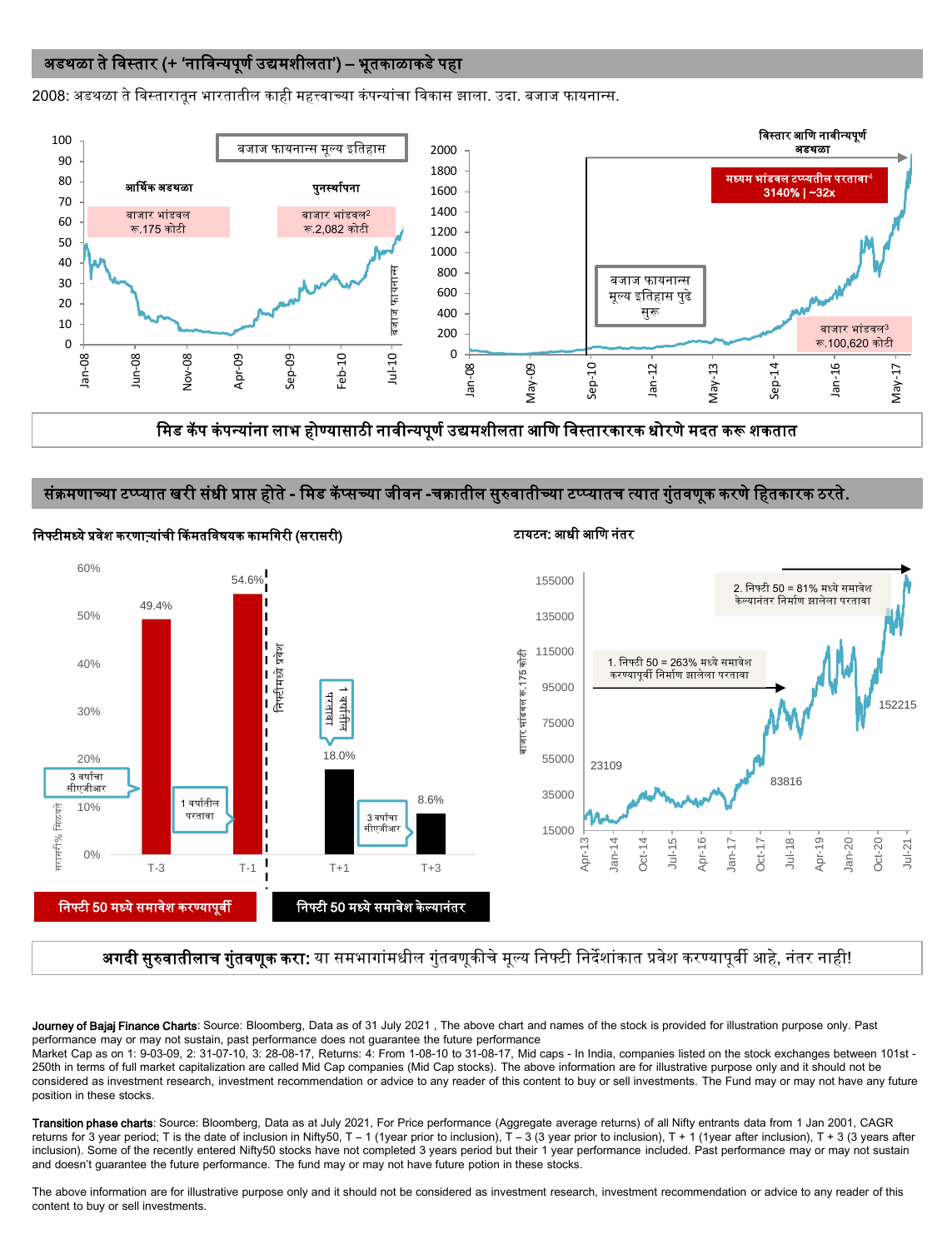## अडथळा ते विस्तार (+ 'नाविन्यपूर्ण उद्यमशीलता') – भूतकाळाकडे पहा

2008: अडथळा ते विस्तारातून भारतातील काही महत्त्वाच्या कंपन्यांचा विकास झाला. उदा. बजाज फायनान्स.

बजाज फायनान्स मूल्य इतिहास

आर्थिक अडथळा — बाजार भांडवल रू.175 कोटी

पुनर्स्थापना — बाजार भांडवल[2] रू.2,082 कोटी

विस्तार आणि नावीन्यपूर्ण अडथळा

मध्यम भांडवल टप्प्यतील परतावा[4] 3140% | ~32x

बजाज फायनान्स मूल्य इतिहास पुढे सुरू

बाजार भांडवल[3] रू.100,620 कोटी

**मिड कॅप कंपन्यांना लाभ होण्यासाठी नावीन्यपूर्ण उद्यमशीलता आणि विस्तारकारक धोरणे मदत करू शकतात**

## संक्रमणाच्या टप्प्यात खरी संधी प्राप्त होते - मिड कॅप्सच्या जीवन -चक्रातील सुरुवातीच्या टप्प्यातच त्यात गुंतवणूक करणे हितकारक ठरते.

**निफ्टीमध्ये प्रवेश करणाऱ्यांची किंमतविषयक कामगिरी (सरासरी)**

| | T-3 | T-1 | T+1 | T+3 |
|---|---|---|---|---|
| सरासरी% मिळकत | 49.4% (3 वर्षांचा सीएजीआर) | 54.6% (1 वर्षातील परतावा) | 18.0% (1 वर्षातील परतावा) | 8.6% (3 वर्षांचा सीएजीआर) |

निफ्टी 50 मध्ये समावेश करण्यापूर्वी | निफ्टीमध्ये प्रवेश | निफ्टी 50 मध्ये समावेश केल्यानंतर

**टायटन: आधी आणि नंतर**

1. निफ्टी 50 = 263% मध्ये समावेश करण्यापूर्वी निर्माण झालेला परतावा

2. निफ्टी 50 = 81% मध्ये समावेश केल्यानंतर निर्माण झालेला परतावा

बाजार भांडवल रू.175 कोटी: 23109, 83816, 152215

**अगदी सुरुवातीलाच गुंतवणूक करा:** या समभागांमधील गुंतवणूकीचे मूल्य निफ्टी निर्देशांकात प्रवेश करण्यापूर्वी आहे, नंतर नाही!

**Journey of Bajaj Finance Charts**: Source: Bloomberg, Data as of 31 July 2021 , The above chart and names of the stock is provided for illustration purpose only. Past performance may or may not sustain, past performance does not guarantee the future performance
Market Cap as on 1: 9-03-09, 2: 31-07-10, 3: 28-08-17, Returns: 4: From 1-08-10 to 31-08-17, Mid caps - In India, companies listed on the stock exchanges between 101st - 250th in terms of full market capitalization are called Mid Cap companies (Mid Cap stocks). The above information are for illustrative purpose only and it should not be considered as investment research, investment recommendation or advice to any reader of this content to buy or sell investments. The Fund may or may not have any future position in these stocks.

**Transition phase charts**: Source: Bloomberg, Data as at July 2021, For Price performance (Aggregate average returns) of all Nifty entrants data from 1 Jan 2001, CAGR returns for 3 year period; T is the date of inclusion in Nifty50, T – 1 (1year prior to inclusion), T – 3 (3 year prior to inclusion), T + 1 (1year after inclusion), T + 3 (3 years after inclusion). Some of the recently entered Nifty50 stocks have not completed 3 years period but their 1 year performance included. Past performance may or may not sustain and doesn't guarantee the future performance. The fund may or may not have future potion in these stocks.

The above information are for illustrative purpose only and it should not be considered as investment research, investment recommendation or advice to any reader of this content to buy or sell investments.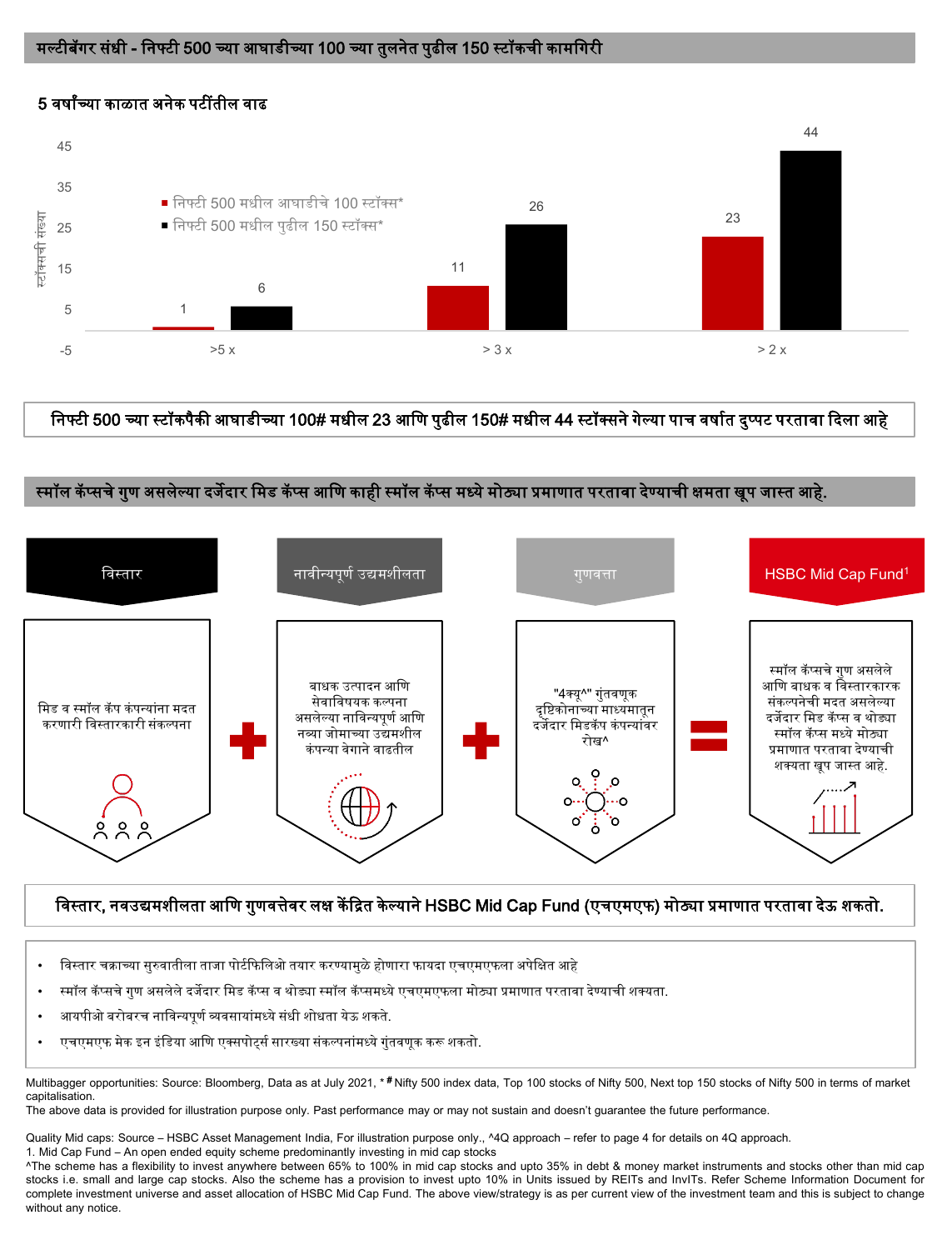## मल्टीबॅगर संधी - निफ्टी 500 च्या आघाडीच्या 100 च्या तुलनेत पुढील 150 स्टॉकची कामगिरी

### 5 वर्षांच्या काळात अनेक पटींतील वाढ

| स्टॉक्सची संख्या | >5 x | > 3 x | > 2 x |
|---|---|---|---|
| निफ्टी 500 मधील आघाडीचे 100 स्टॉक्स* | 1 | 11 | 23 |
| निफ्टी 500 मधील पुढील 150 स्टॉक्स* | 6 | 26 | 44 |

**निफ्टी 500 च्या स्टॉकपैकी आघाडीच्या 100# मधील 23 आणि पुढील 150# मधील 44 स्टॉक्सने गेल्या पाच वर्षात दुप्पट परतावा दिला आहे**

## स्मॉल कॅप्सचे गुण असलेल्या दर्जेदार मिड कॅप्स आणि काही स्मॉल कॅप्स मध्ये मोठ्या प्रमाणात परतावा देण्याची क्षमता खूप जास्त आहे.

**विस्तार**
मिड व स्मॉल कॅप कंपन्यांना मदत करणारी विस्तारकारी संकल्पना

+

**नावीन्यपूर्ण उद्यमशीलता**
बाधक उत्पादन आणि सेवाविषयक कल्पना असलेल्या नाविन्यपूर्ण आणि नव्या जोमाच्या उद्यमशील कंपन्या वेगाने वाढतील

+

**गुणवत्ता**
"4क्यू^" गुंतवणूक दृष्टिकोनाच्या माध्यमातून दर्जेदार मिडकॅप कंपन्यांवर रोख^

=

**HSBC Mid Cap Fund[1]**
स्मॉल कॅप्सचे गुण असलेले आणि बाधक व विस्तारकारक संकल्पनेची मदत असलेल्या दर्जेदार मिड कॅप्स व थोड्या स्मॉल कॅप्स मध्ये मोठ्या प्रमाणात परतावा देण्याची शक्यता खूप जास्त आहे.

**विस्तार, नवउद्यमशीलता आणि गुणवत्तेवर लक्ष केंद्रित केल्याने HSBC Mid Cap Fund (एचएमएफ) मोठ्या प्रमाणात परतावा देऊ शकतो.**

- विस्तार चक्राच्या सुरुवातीला ताजा पोर्टफिलिओ तयार करण्यामुळे होणारा फायदा एचएमएफला अपेक्षित आहे
- स्मॉल कॅप्सचे गुण असलेले दर्जेदार मिड कॅप्स व थोड्या स्मॉल कॅप्समध्ये एचएमएफला मोठ्या प्रमाणात परतावा देण्याची शक्यता.
- आयपीओ बरोबरच नाविन्यपूर्ण व्यवसायांमध्ये संधी शोधता येऊ शकते.
- एचएमएफ मेक इन इंडिया आणि एक्सपोर्ट्स सारख्या संकल्पनांमध्ये गुंतवणूक करू शकतो.

Multibagger opportunities: Source: Bloomberg, Data as at July 2021, * # Nifty 500 index data, Top 100 stocks of Nifty 500, Next top 150 stocks of Nifty 500 in terms of market capitalisation.
The above data is provided for illustration purpose only. Past performance may or may not sustain and doesn't guarantee the future performance.

Quality Mid caps: Source – HSBC Asset Management India, For illustration purpose only., ^4Q approach – refer to page 4 for details on 4Q approach.
1. Mid Cap Fund – An open ended equity scheme predominantly investing in mid cap stocks
^The scheme has a flexibility to invest anywhere between 65% to 100% in mid cap stocks and upto 35% in debt & money market instruments and stocks other than mid cap stocks i.e. small and large cap stocks. Also the scheme has a provision to invest upto 10% in Units issued by REITs and InvITs. Refer Scheme Information Document for complete investment universe and asset allocation of HSBC Mid Cap Fund. The above view/strategy is as per current view of the investment team and this is subject to change without any notice.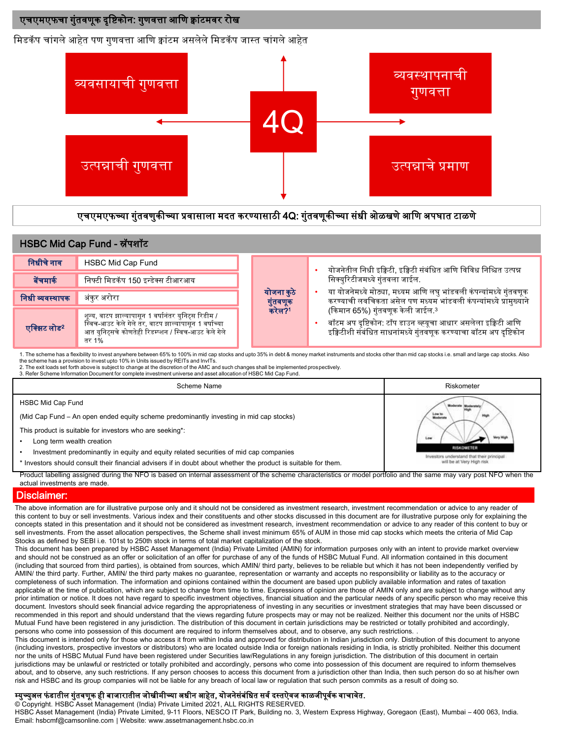## एचएमएफचा गुंतवणूक दृष्टिकोन: गुणवत्ता आणि क्वांटमवर रोख

मिडकॅप चांगले आहेत पण गुणवत्ता आणि क्वांटम असलेले मिडकॅप जास्त चांगले आहेत

व्यवसायाची गुणवत्ता

व्यवस्थापनाची गुणवत्ता

4Q

उत्पन्नाची गुणवत्ता

उत्पन्नाचे प्रमाण

**एचएमएफच्या गुंतवणुकीच्या प्रवासाला मदत करण्यासाठी 4Q: गुंतवणूकीच्या संधी ओळखणे आणि अपघात टाळणे**

## HSBC Mid Cap Fund - स्नॅपशॉट

| | |
|---|---|
| **निधीचे नाव** | HSBC Mid Cap Fund |
| **बेंचमार्क** | निफ्टी मिडकॅप 150 इन्डेक्स टीआरआय |
| **निधी व्यवस्थापक** | अंकुर अरोरा |
| **एक्झिट लोड[2]** | शून्य, वाटप झाल्यापासून 1 वर्षानंतर युनिट्स रिडीम / स्विच-आउट केले गेले तर, वाटप झाल्यापासून 1 वर्षाच्या आत युनिट्सचे कोणतेही रिडम्पशन / स्विच-आउट केले गेले तर 1% |

**योजना कुठे गुंतवणूक करेल?[1]**

- योजनेतील निधी इक्विटी, इक्विटी संबंधित आणि विविध निश्चित उत्पन्न सिक्युरिटीजमध्ये गुंतवला जाईल.
- या योजनेमध्ये मोठ्या, मध्यम आणि लघु भांडवली कंपन्यांमध्ये गुंतवणूक करण्याची लवचिकता असेल पण मध्यम भांडवली कंपन्यांमध्ये प्रामुख्याने (किमान 65%) गुंतवणूक केली जाईल.[3]
- बॉटम अप दृष्टिकोन: टॉप डाउन व्ह्यूचा आधार असलेला इक्विटी आणि इक्विटीशी संबंधित साधनांमध्ये गुंतवणूक करण्याचा बॉटम अप दृष्टिकोन

1. The scheme has a flexibility to invest anywhere between 65% to 100% in mid cap stocks and upto 35% in debt & money market instruments and stocks other than mid cap stocks i.e. small and large cap stocks. Also the scheme has a provision to invest upto 10% in Units issued by REITs and InvITs.
2. The exit loads set forth above is subject to change at the discretion of the AMC and such changes shall be implemented prospectively.
3. Refer Scheme Information Document for complete investment universe and asset allocation of HSBC Mid Cap Fund.

| Scheme Name | Riskometer |
|---|---|
| HSBC Mid Cap Fund<br>(Mid Cap Fund – An open ended equity scheme predominantly investing in mid cap stocks)<br>This product is suitable for investors who are seeking*:<br>• Long term wealth creation<br>• Investment predominantly in equity and equity related securities of mid cap companies<br>* Investors should consult their financial advisers if in doubt about whether the product is suitable for them. | Low, Low to Moderate, Moderate, Moderately High, High, Very High<br>RISKOMETER<br>Investors understand that their principal will be at Very High risk |

Product labelling assigned during the NFO is based on internal assessment of the scheme characteristics or model portfolio and the same may vary post NFO when the actual investments are made.

## Disclaimer:

The above information are for illustrative purpose only and it should not be considered as investment research, investment recommendation or advice to any reader of this content to buy or sell investments. Various index and their constituents and other stocks discussed in this document are for illustrative purpose only for explaining the concepts stated in this presentation and it should not be considered as investment research, investment recommendation or advice to any reader of this content to buy or sell investments. From the asset allocation perspectives, the Scheme shall invest minimum 65% of AUM in those mid cap stocks which meets the criteria of Mid Cap Stocks as defined by SEBI i.e. 101st to 250th stock in terms of total market capitalization of the stock.

This document has been prepared by HSBC Asset Management (India) Private Limited (AMIN) for information purposes only with an intent to provide market overview and should not be construed as an offer or solicitation of an offer for purchase of any of the funds of HSBC Mutual Fund. All information contained in this document (including that sourced from third parties), is obtained from sources, which AMIN/ third party, believes to be reliable but which it has not been independently verified by AMIN/ the third party. Further, AMIN/ the third party makes no guarantee, representation or warranty and accepts no responsibility or liability as to the accuracy or completeness of such information. The information and opinions contained within the document are based upon publicly available information and rates of taxation applicable at the time of publication, which are subject to change from time to time. Expressions of opinion are those of AMIN only and are subject to change without any prior intimation or notice. It does not have regard to specific investment objectives, financial situation and the particular needs of any specific person who may receive this document. Investors should seek financial advice regarding the appropriateness of investing in any securities or investment strategies that may have been discussed or recommended in this report and should understand that the views regarding future prospects may or may not be realized. Neither this document nor the units of HSBC Mutual Fund have been registered in any jurisdiction. The distribution of this document in certain jurisdictions may be restricted or totally prohibited and accordingly, persons who come into possession of this document are required to inform themselves about, and to observe, any such restrictions. .

This document is intended only for those who access it from within India and approved for distribution in Indian jurisdiction only. Distribution of this document to anyone (including investors, prospective investors or distributors) who are located outside India or foreign nationals residing in India, is strictly prohibited. Neither this document nor the units of HSBC Mutual Fund have been registered under Securities law/Regulations in any foreign jurisdiction. The distribution of this document in certain jurisdictions may be unlawful or restricted or totally prohibited and accordingly, persons who come into possession of this document are required to inform themselves about, and to observe, any such restrictions. If any person chooses to access this document from a jurisdiction other than India, then such person do so at his/her own risk and HSBC and its group companies will not be liable for any breach of local law or regulation that such person commits as a result of doing so.

**म्युच्युअल फंडातील गुंतवणूक ही बाजारातील जोखीमीच्या अधीन आहेत, योजनेसंबंधित सर्व दस्तऐवज काळजीपूर्वक वाचावेत.**

© Copyright. HSBC Asset Management (India) Private Limited 2021, ALL RIGHTS RESERVED.

HSBC Asset Management (India) Private Limited, 9-11 Floors, NESCO IT Park, Building no. 3, Western Express Highway, Goregaon (East), Mumbai – 400 063, India.
Email: hsbcmf@camsonline.com | Website: www.assetmanagement.hsbc.co.in